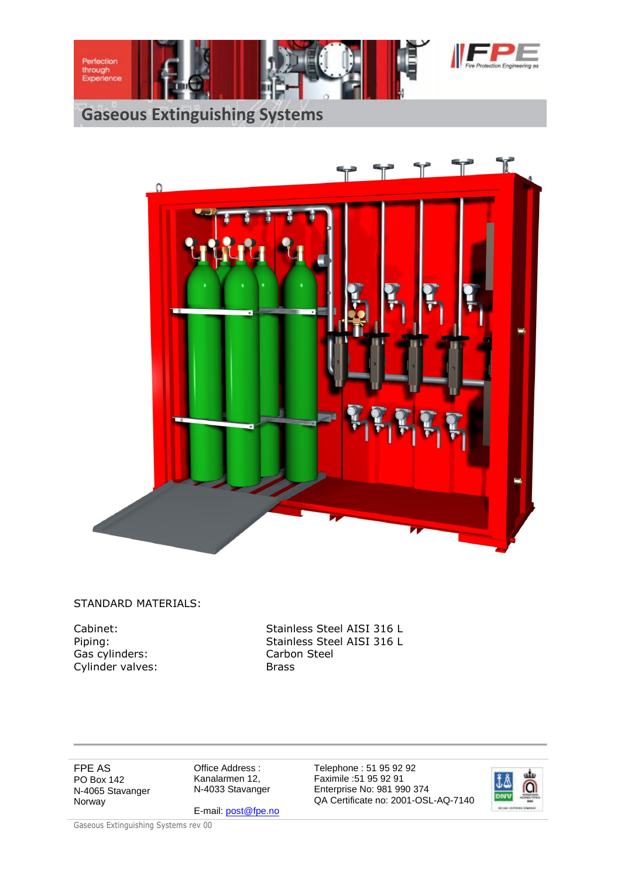# Gaseous Extinguishing Systems

STANDARD MATERIALS:

| | |
|---|---|
| Cabinet: | Stainless Steel AISI 316 L |
| Piping: | Stainless Steel AISI 316 L |
| Gas cylinders: | Carbon Steel |
| Cylinder valves: | Brass |

FPE AS
PO Box 142
N-4065 Stavanger
Norway

Office Address :
Kanalarmen 12,
N-4033 Stavanger

E-mail: post@fpe.no

Telephone : 51 95 92 92
Faximile :51 95 92 91
Enterprise No: 981 990 374
QA Certificate no: 2001-OSL-AQ-7140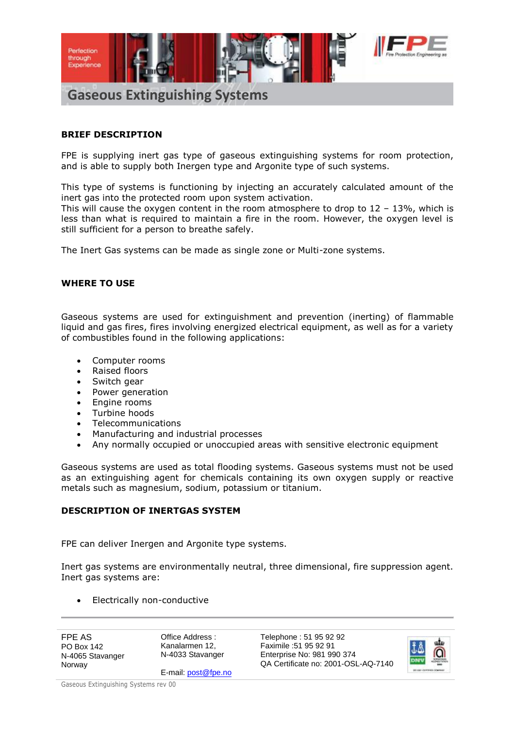# Gaseous Extinguishing Systems

## BRIEF DESCRIPTION

FPE is supplying inert gas type of gaseous extinguishing systems for room protection, and is able to supply both Inergen type and Argonite type of such systems.

This type of systems is functioning by injecting an accurately calculated amount of the inert gas into the protected room upon system activation.
This will cause the oxygen content in the room atmosphere to drop to 12 – 13%, which is less than what is required to maintain a fire in the room. However, the oxygen level is still sufficient for a person to breathe safely.

The Inert Gas systems can be made as single zone or Multi-zone systems.

## WHERE TO USE

Gaseous systems are used for extinguishment and prevention (inerting) of flammable liquid and gas fires, fires involving energized electrical equipment, as well as for a variety of combustibles found in the following applications:

- Computer rooms
- Raised floors
- Switch gear
- Power generation
- Engine rooms
- Turbine hoods
- Telecommunications
- Manufacturing and industrial processes
- Any normally occupied or unoccupied areas with sensitive electronic equipment

Gaseous systems are used as total flooding systems. Gaseous systems must not be used as an extinguishing agent for chemicals containing its own oxygen supply or reactive metals such as magnesium, sodium, potassium or titanium.

## DESCRIPTION OF INERTGAS SYSTEM

FPE can deliver Inergen and Argonite type systems.

Inert gas systems are environmentally neutral, three dimensional, fire suppression agent. Inert gas systems are:

- Electrically non-conductive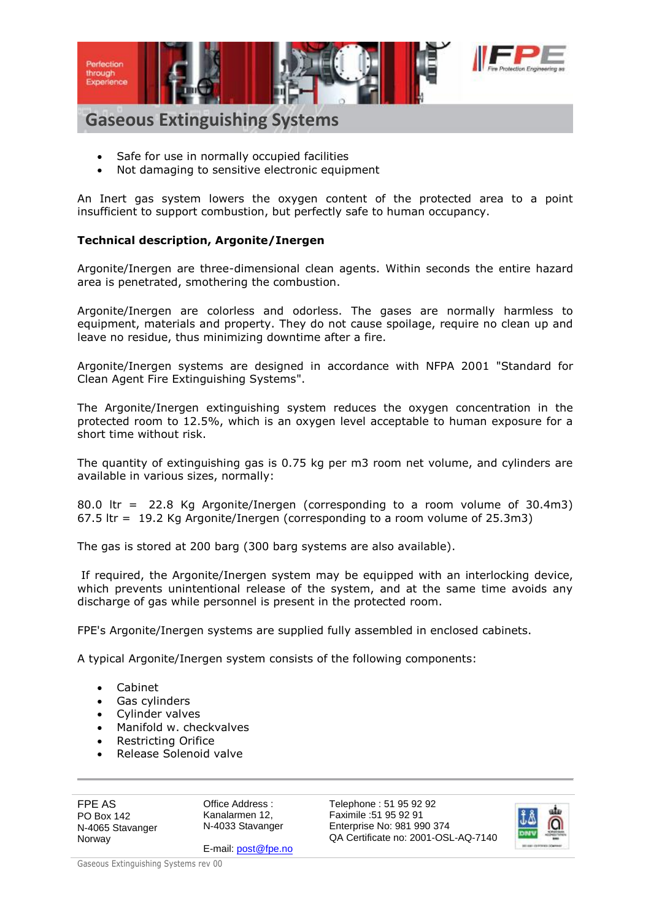# Gaseous Extinguishing Systems

- Safe for use in normally occupied facilities
- Not damaging to sensitive electronic equipment

An Inert gas system lowers the oxygen content of the protected area to a point insufficient to support combustion, but perfectly safe to human occupancy.

**Technical description, Argonite/Inergen**

Argonite/Inergen are three-dimensional clean agents. Within seconds the entire hazard area is penetrated, smothering the combustion.

Argonite/Inergen are colorless and odorless. The gases are normally harmless to equipment, materials and property. They do not cause spoilage, require no clean up and leave no residue, thus minimizing downtime after a fire.

Argonite/Inergen systems are designed in accordance with NFPA 2001 "Standard for Clean Agent Fire Extinguishing Systems".

The Argonite/Inergen extinguishing system reduces the oxygen concentration in the protected room to 12.5%, which is an oxygen level acceptable to human exposure for a short time without risk.

The quantity of extinguishing gas is 0.75 kg per m3 room net volume, and cylinders are available in various sizes, normally:

80.0 ltr = 22.8 Kg Argonite/Inergen (corresponding to a room volume of 30.4m3)
67.5 ltr = 19.2 Kg Argonite/Inergen (corresponding to a room volume of 25.3m3)

The gas is stored at 200 barg (300 barg systems are also available).

If required, the Argonite/Inergen system may be equipped with an interlocking device, which prevents unintentional release of the system, and at the same time avoids any discharge of gas while personnel is present in the protected room.

FPE's Argonite/Inergen systems are supplied fully assembled in enclosed cabinets.

A typical Argonite/Inergen system consists of the following components:

- Cabinet
- Gas cylinders
- Cylinder valves
- Manifold w. checkvalves
- Restricting Orifice
- Release Solenoid valve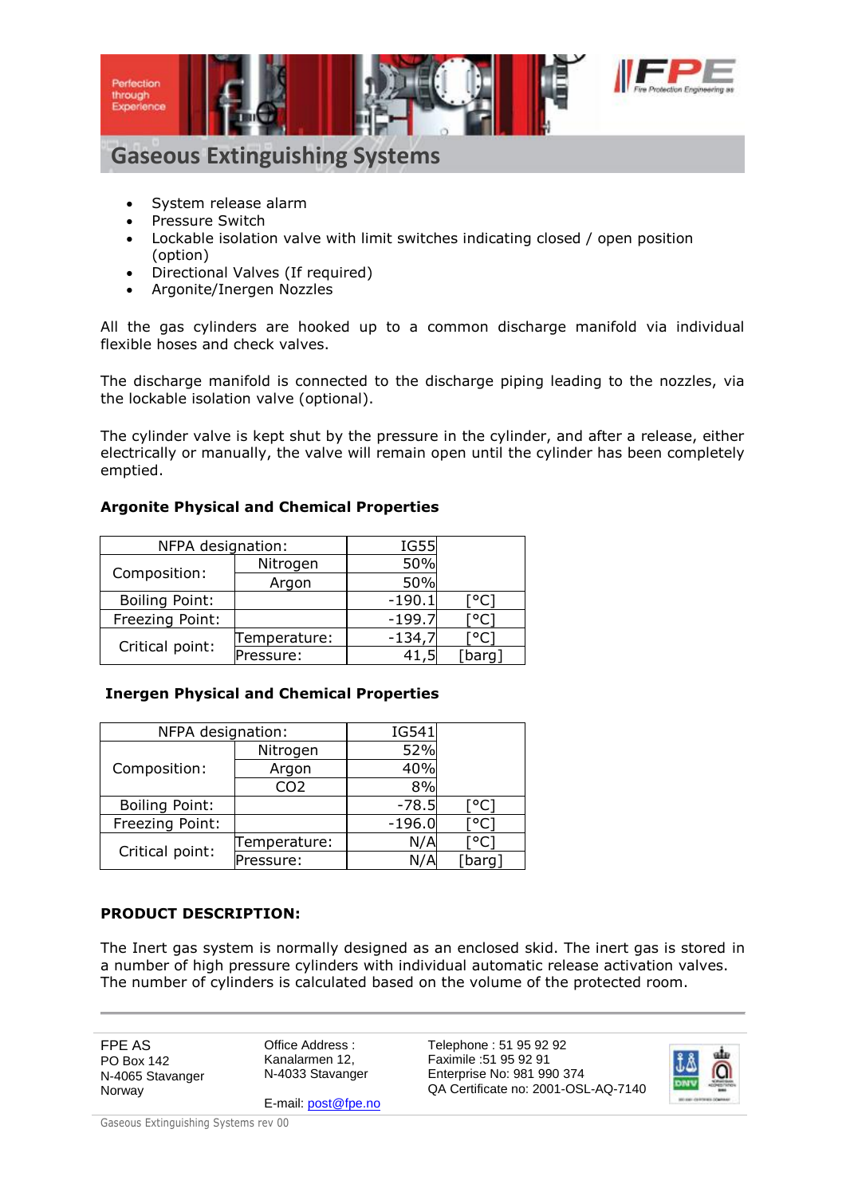# Gaseous Extinguishing Systems

- System release alarm
- Pressure Switch
- Lockable isolation valve with limit switches indicating closed / open position (option)
- Directional Valves (If required)
- Argonite/Inergen Nozzles

All the gas cylinders are hooked up to a common discharge manifold via individual flexible hoses and check valves.

The discharge manifold is connected to the discharge piping leading to the nozzles, via the lockable isolation valve (optional).

The cylinder valve is kept shut by the pressure in the cylinder, and after a release, either electrically or manually, the valve will remain open until the cylinder has been completely emptied.

**Argonite Physical and Chemical Properties**

| NFPA designation: | | IG55 | |
|---|---|---|---|
| Composition: | Nitrogen | 50% | |
| | Argon | 50% | |
| Boiling Point: | | -190.1 | [°C] |
| Freezing Point: | | -199.7 | [°C] |
| Critical point: | Temperature: | -134,7 | [°C] |
| | Pressure: | 41,5 | [barg] |

**Inergen Physical and Chemical Properties**

| NFPA designation: | | IG541 | |
|---|---|---|---|
| Composition: | Nitrogen | 52% | |
| | Argon | 40% | |
| | $CO_2$ | 8% | |
| Boiling Point: | | -78.5 | [°C] |
| Freezing Point: | | -196.0 | [°C] |
| Critical point: | Temperature: | N/A | [°C] |
| | Pressure: | N/A | [barg] |

**PRODUCT DESCRIPTION:**

The Inert gas system is normally designed as an enclosed skid. The inert gas is stored in a number of high pressure cylinders with individual automatic release activation valves. The number of cylinders is calculated based on the volume of the protected room.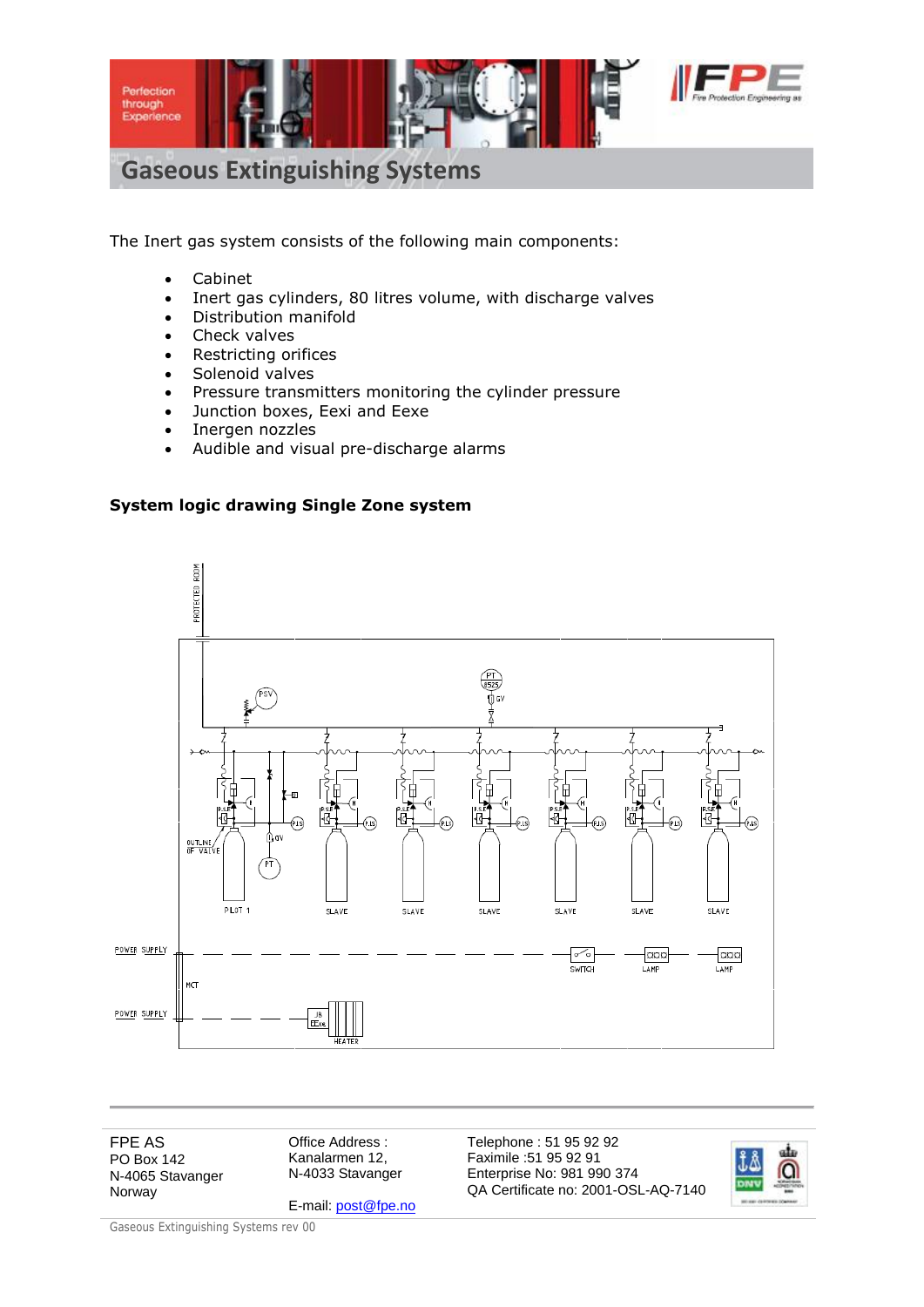# Gaseous Extinguishing Systems

The Inert gas system consists of the following main components:

- Cabinet
- Inert gas cylinders, 80 litres volume, with discharge valves
- Distribution manifold
- Check valves
- Restricting orifices
- Solenoid valves
- Pressure transmitters monitoring the cylinder pressure
- Junction boxes, Eexi and Eexe
- Inergen nozzles
- Audible and visual pre-discharge alarms

**System logic drawing Single Zone system**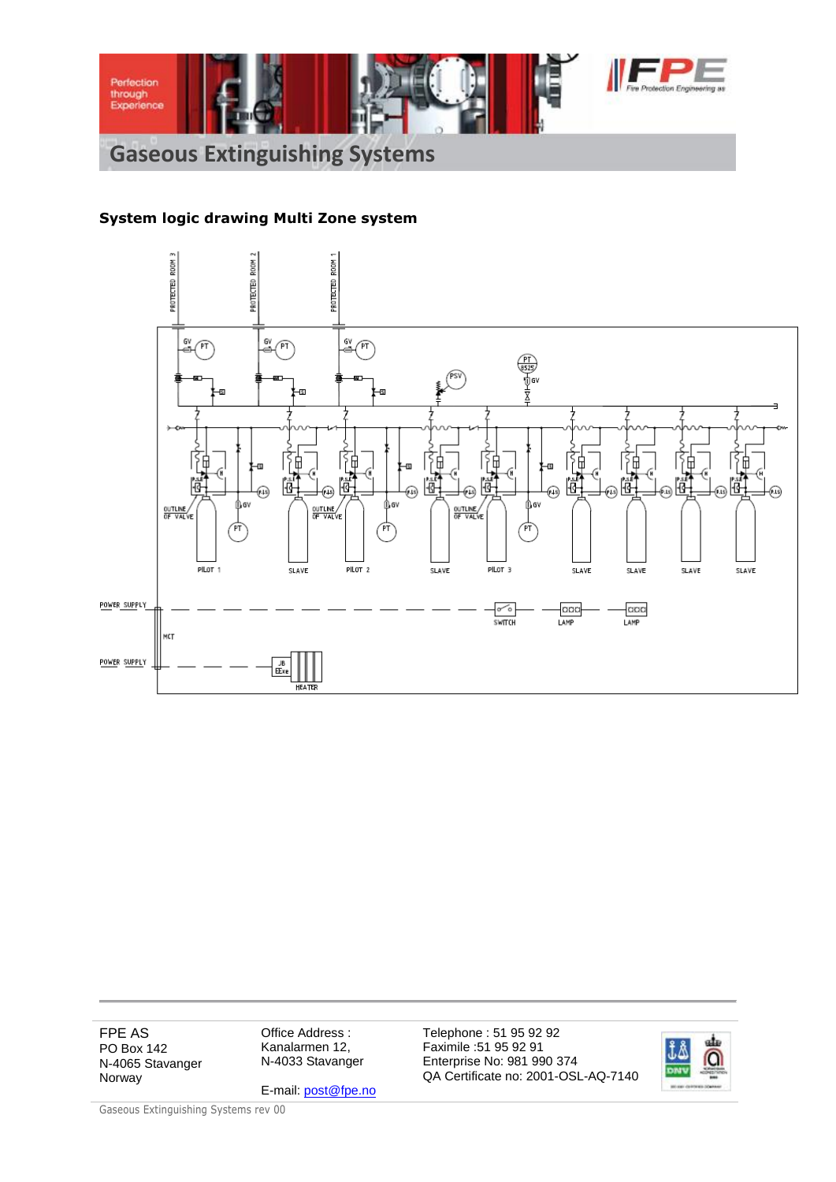# Gaseous Extinguishing Systems

**System logic drawing Multi Zone system**

PROTECTED ROOM 3
PROTECTED ROOM 2
PROTECTED ROOM 1
GV
PT
PSV
PT 8525
GV
P.S.E
H
P.15
OUTLINE OF VALVE
GV
PT
PILOT 1
SLAVE
PILOT 2
SLAVE
PILOT 3
SLAVE
SLAVE
SLAVE
SLAVE
POWER SUPPLY
MCT
POWER SUPPLY
SWITCH
LAMP
LAMP
JB EExe
HEATER

FPE AS
PO Box 142
N-4065 Stavanger
Norway

Office Address :
Kanalarmen 12,
N-4033 Stavanger

E-mail: post@fpe.no

Telephone : 51 95 92 92
Faximile :51 95 92 91
Enterprise No: 981 990 374
QA Certificate no: 2001-OSL-AQ-7140